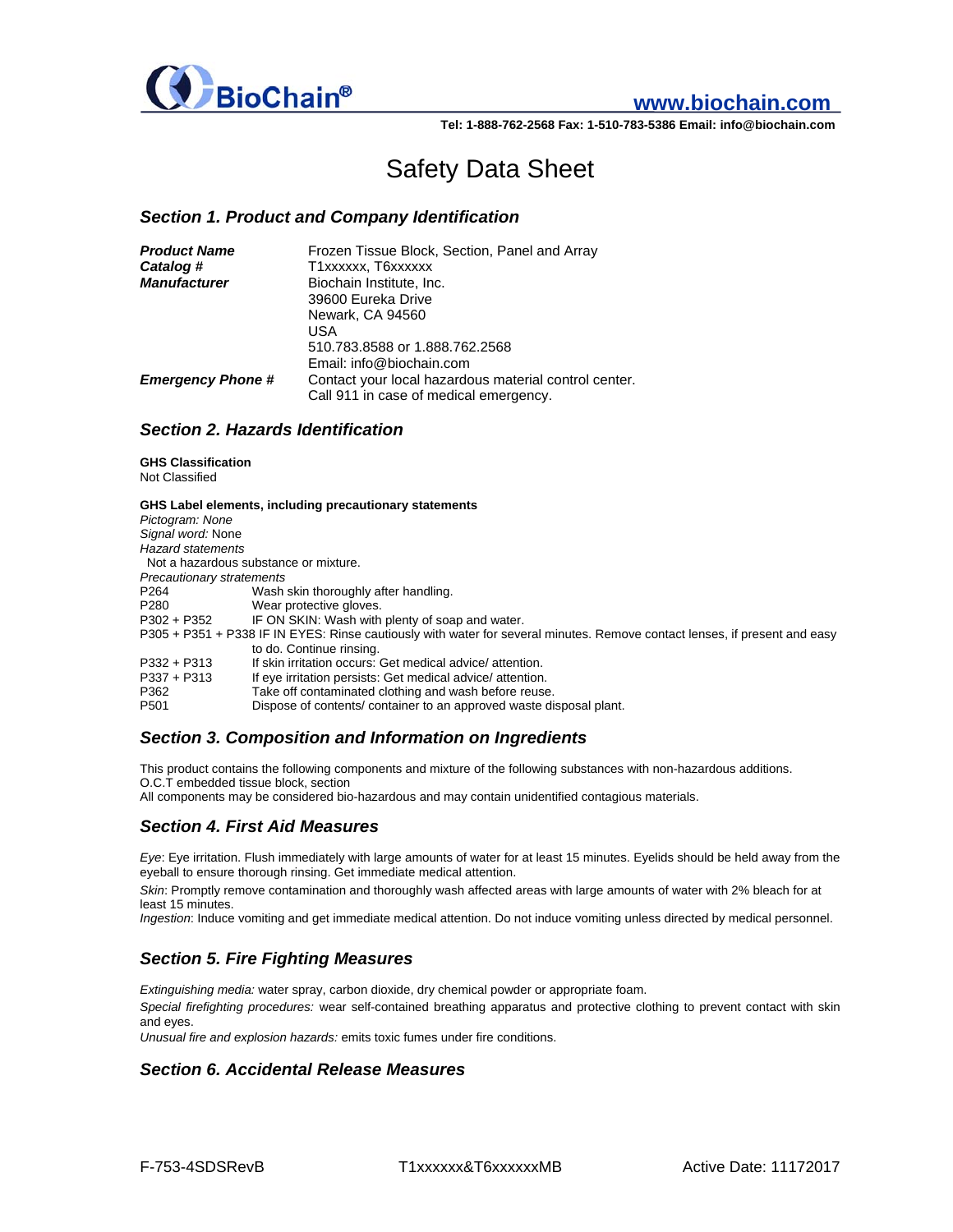BioChain®

www.biochain.com

Tel: 1-888-762-2568 Fax: 1-510-783-5386 Email: info@biochain.com

# Safety Data Sheet

## Section 1. Product and Company Identification

| | |
|---|---|
| ***Product Name*** | Frozen Tissue Block, Section, Panel and Array |
| ***Catalog #*** | T1xxxxxx, T6xxxxxx |
| ***Manufacturer*** | Biochain Institute, Inc.<br>39600 Eureka Drive<br>Newark, CA 94560<br>USA<br>510.783.8588 or 1.888.762.2568<br>Email: info@biochain.com |
| ***Emergency Phone #*** | Contact your local hazardous material control center.<br>Call 911 in case of medical emergency. |

## Section 2. Hazards Identification

**GHS Classification**

Not Classified

**GHS Label elements, including precautionary statements**

*Pictogram:* *None*

*Signal word:* None

*Hazard statements*

Not a hazardous substance or mixture.

*Precautionary stratements*

| | |
|---|---|
| P264 | Wash skin thoroughly after handling. |
| P280 | Wear protective gloves. |
| P302 + P352 | IF ON SKIN: Wash with plenty of soap and water. |
| P305 + P351 + P338 | IF IN EYES: Rinse cautiously with water for several minutes. Remove contact lenses, if present and easy to do. Continue rinsing. |
| P332 + P313 | If skin irritation occurs: Get medical advice/ attention. |
| P337 + P313 | If eye irritation persists: Get medical advice/ attention. |
| P362 | Take off contaminated clothing and wash before reuse. |
| P501 | Dispose of contents/ container to an approved waste disposal plant. |

## Section 3. Composition and Information on Ingredients

This product contains the following components and mixture of the following substances with non-hazardous additions.
O.C.T embedded tissue block, section
All components may be considered bio-hazardous and may contain unidentified contagious materials.

## Section 4. First Aid Measures

*Eye*: Eye irritation. Flush immediately with large amounts of water for at least 15 minutes. Eyelids should be held away from the eyeball to ensure thorough rinsing. Get immediate medical attention.

*Skin*: Promptly remove contamination and thoroughly wash affected areas with large amounts of water with 2% bleach for at least 15 minutes.

*Ingestion*: Induce vomiting and get immediate medical attention. Do not induce vomiting unless directed by medical personnel.

## Section 5. Fire Fighting Measures

*Extinguishing media:* water spray, carbon dioxide, dry chemical powder or appropriate foam.

*Special firefighting procedures:* wear self-contained breathing apparatus and protective clothing to prevent contact with skin and eyes.

*Unusual fire and explosion hazards:* emits toxic fumes under fire conditions.

## Section 6. Accidental Release Measures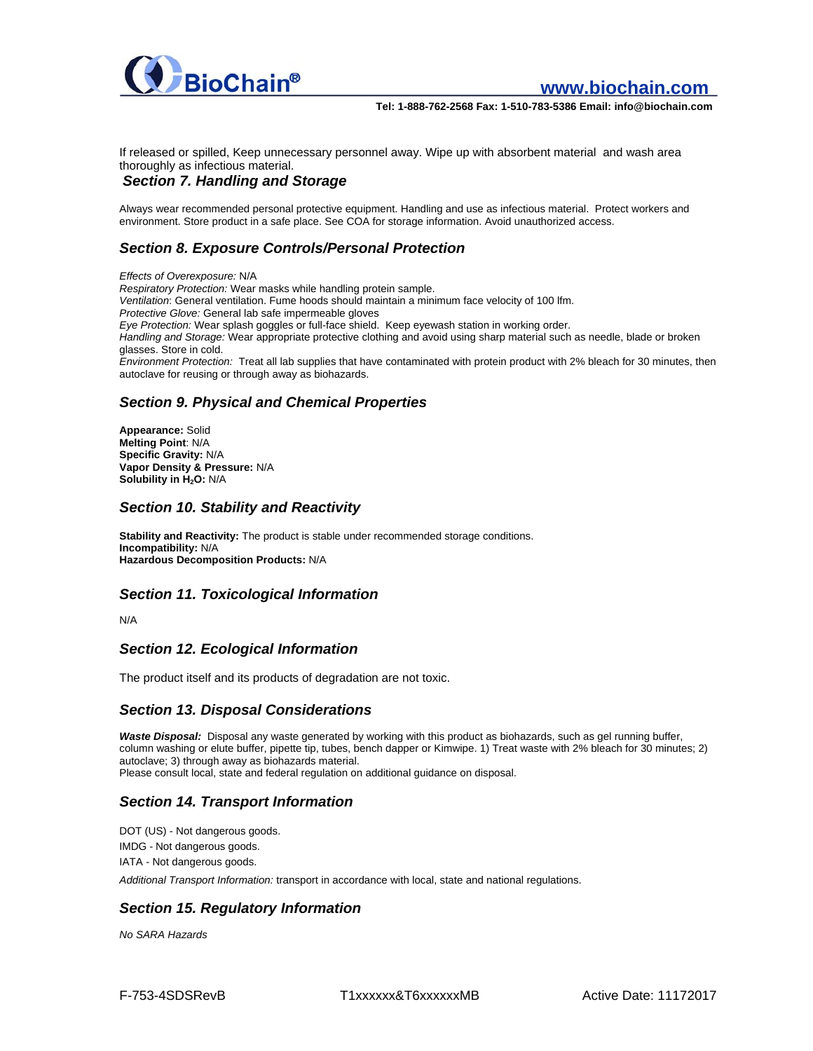If released or spilled, Keep unnecessary personnel away. Wipe up with absorbent material and wash area thoroughly as infectious material.

## *Section 7. Handling and Storage*

Always wear recommended personal protective equipment. Handling and use as infectious material. Protect workers and environment. Store product in a safe place. See COA for storage information. Avoid unauthorized access.

## *Section 8. Exposure Controls/Personal Protection*

*Effects of Overexposure:* N/A
*Respiratory Protection:* Wear masks while handling protein sample.
*Ventilation*: General ventilation. Fume hoods should maintain a minimum face velocity of 100 lfm.
*Protective Glove:* General lab safe impermeable gloves
*Eye Protection:* Wear splash goggles or full-face shield. Keep eyewash station in working order.
*Handling and Storage:* Wear appropriate protective clothing and avoid using sharp material such as needle, blade or broken glasses. Store in cold.
*Environment Protection:* Treat all lab supplies that have contaminated with protein product with 2% bleach for 30 minutes, then autoclave for reusing or through away as biohazards.

## *Section 9. Physical and Chemical Properties*

**Appearance:** Solid
**Melting Point**: N/A
**Specific Gravity:** N/A
**Vapor Density & Pressure:** N/A
**Solubility in $H_2O$:** N/A

## *Section 10. Stability and Reactivity*

**Stability and Reactivity:** The product is stable under recommended storage conditions.
**Incompatibility:** N/A
**Hazardous Decomposition Products:** N/A

## *Section 11. Toxicological Information*

N/A

## *Section 12. Ecological Information*

The product itself and its products of degradation are not toxic.

## *Section 13. Disposal Considerations*

***Waste Disposal:*** Disposal any waste generated by working with this product as biohazards, such as gel running buffer, column washing or elute buffer, pipette tip, tubes, bench dapper or Kimwipe. 1) Treat waste with 2% bleach for 30 minutes; 2) autoclave; 3) through away as biohazards material.
Please consult local, state and federal regulation on additional guidance on disposal.

## *Section 14. Transport Information*

DOT (US) - Not dangerous goods.

IMDG - Not dangerous goods.

IATA - Not dangerous goods.

*Additional Transport Information:* transport in accordance with local, state and national regulations.

## *Section 15. Regulatory Information*

*No SARA Hazards*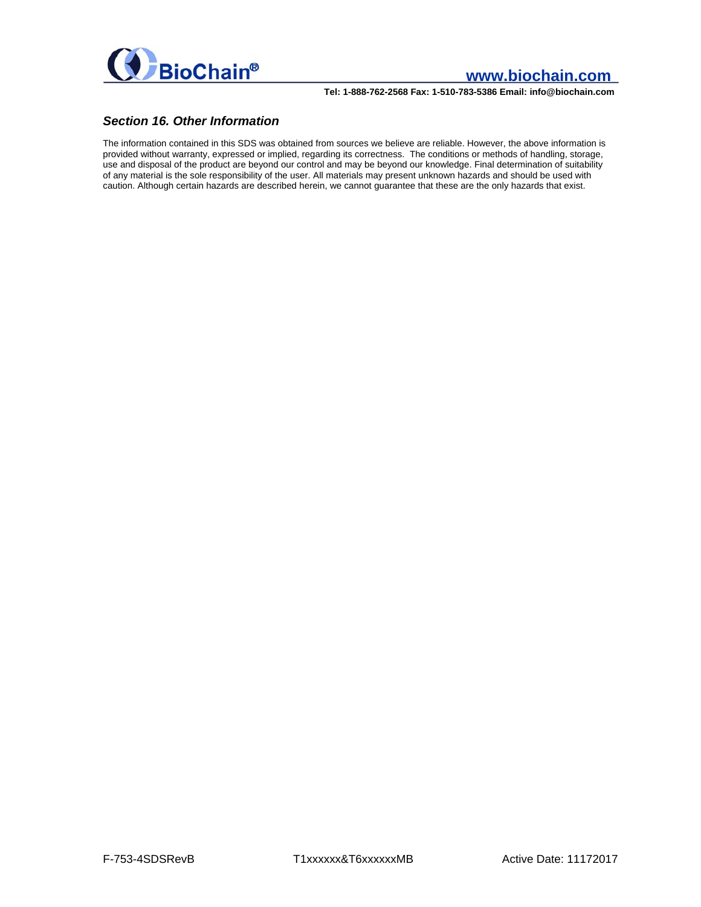### Section 16. Other Information

The information contained in this SDS was obtained from sources we believe are reliable. However, the above information is provided without warranty, expressed or implied, regarding its correctness. The conditions or methods of handling, storage, use and disposal of the product are beyond our control and may be beyond our knowledge. Final determination of suitability of any material is the sole responsibility of the user. All materials may present unknown hazards and should be used with caution. Although certain hazards are described herein, we cannot guarantee that these are the only hazards that exist.